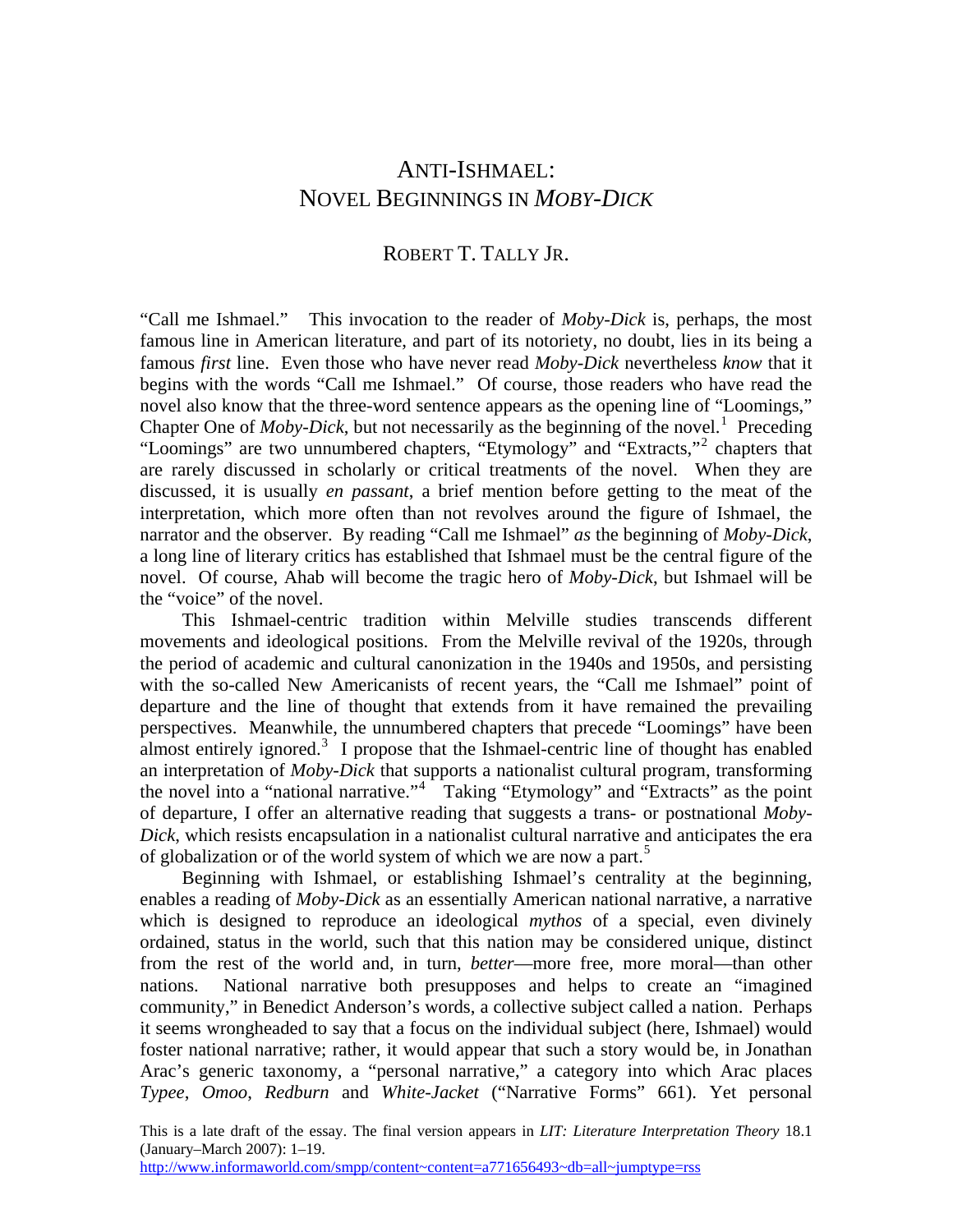# ANTI-ISHMAEL: NOVEL BEGINNINGS IN *MOBY-DICK*

ROBERT T. TALLY JR.

"Call me Ishmael." This invocation to the reader of *Moby-Dick* is, perhaps, the most famous line in American literature, and part of its notoriety, no doubt, lies in its being a famous *first* line. Even those who have never read *Moby-Dick* nevertheless *know* that it begins with the words "Call me Ishmael." Of course, those readers who have read the novel also know that the three-word sentence appears as the opening line of "Loomings," Chapter One of *Moby-Dick*, but not necessarily as the beginning of the novel.[1] Preceding "Loomings" are two unnumbered chapters, "Etymology" and "Extracts,"[2] chapters that are rarely discussed in scholarly or critical treatments of the novel. When they are discussed, it is usually *en passant*, a brief mention before getting to the meat of the interpretation, which more often than not revolves around the figure of Ishmael, the narrator and the observer. By reading "Call me Ishmael" *as* the beginning of *Moby-Dick*, a long line of literary critics has established that Ishmael must be the central figure of the novel. Of course, Ahab will become the tragic hero of *Moby-Dick*, but Ishmael will be the "voice" of the novel.

This Ishmael-centric tradition within Melville studies transcends different movements and ideological positions. From the Melville revival of the 1920s, through the period of academic and cultural canonization in the 1940s and 1950s, and persisting with the so-called New Americanists of recent years, the "Call me Ishmael" point of departure and the line of thought that extends from it have remained the prevailing perspectives. Meanwhile, the unnumbered chapters that precede "Loomings" have been almost entirely ignored.[3] I propose that the Ishmael-centric line of thought has enabled an interpretation of *Moby-Dick* that supports a nationalist cultural program, transforming the novel into a "national narrative."[4] Taking "Etymology" and "Extracts" as the point of departure, I offer an alternative reading that suggests a trans- or postnational *Moby-Dick*, which resists encapsulation in a nationalist cultural narrative and anticipates the era of globalization or of the world system of which we are now a part.[5]

Beginning with Ishmael, or establishing Ishmael's centrality at the beginning, enables a reading of *Moby-Dick* as an essentially American national narrative, a narrative which is designed to reproduce an ideological *mythos* of a special, even divinely ordained, status in the world, such that this nation may be considered unique, distinct from the rest of the world and, in turn, *better*—more free, more moral—than other nations. National narrative both presupposes and helps to create an "imagined community," in Benedict Anderson's words, a collective subject called a nation. Perhaps it seems wrongheaded to say that a focus on the individual subject (here, Ishmael) would foster national narrative; rather, it would appear that such a story would be, in Jonathan Arac's generic taxonomy, a "personal narrative," a category into which Arac places *Typee*, *Omoo*, *Redburn* and *White-Jacket* ("Narrative Forms" 661). Yet personal

This is a late draft of the essay. The final version appears in *LIT: Literature Interpretation Theory* 18.1 (January–March 2007): 1–19.
http://www.informaworld.com/smpp/content~content=a771656493~db=all~jumptype=rss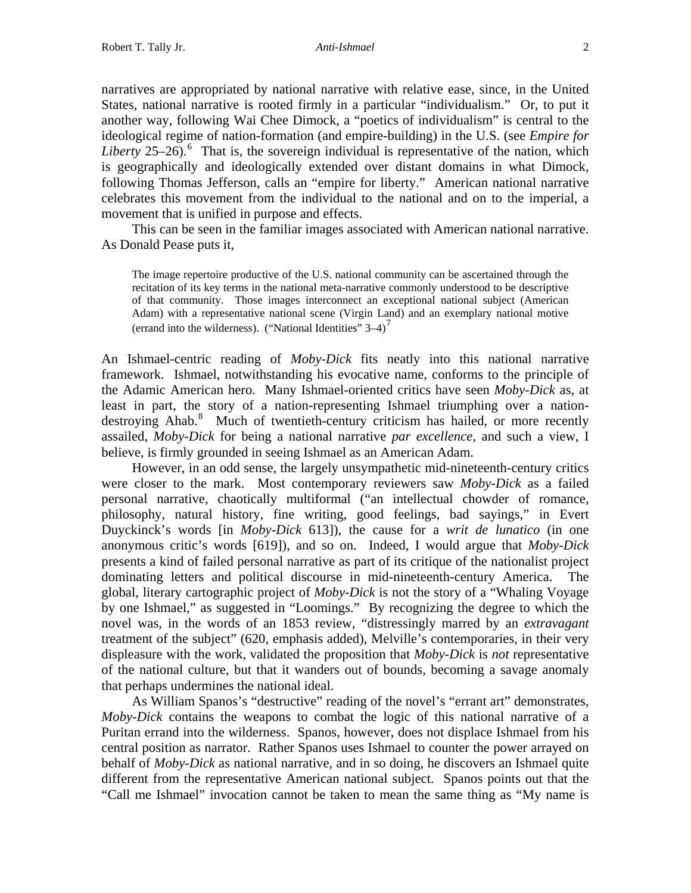narratives are appropriated by national narrative with relative ease, since, in the United States, national narrative is rooted firmly in a particular "individualism." Or, to put it another way, following Wai Chee Dimock, a "poetics of individualism" is central to the ideological regime of nation-formation (and empire-building) in the U.S. (see *Empire for Liberty* 25–26).[6] That is, the sovereign individual is representative of the nation, which is geographically and ideologically extended over distant domains in what Dimock, following Thomas Jefferson, calls an "empire for liberty." American national narrative celebrates this movement from the individual to the national and on to the imperial, a movement that is unified in purpose and effects.

This can be seen in the familiar images associated with American national narrative. As Donald Pease puts it,

> The image repertoire productive of the U.S. national community can be ascertained through the recitation of its key terms in the national meta-narrative commonly understood to be descriptive of that community. Those images interconnect an exceptional national subject (American Adam) with a representative national scene (Virgin Land) and an exemplary national motive (errand into the wilderness). ("National Identities" 3–4)[7]

An Ishmael-centric reading of *Moby-Dick* fits neatly into this national narrative framework. Ishmael, notwithstanding his evocative name, conforms to the principle of the Adamic American hero. Many Ishmael-oriented critics have seen *Moby-Dick* as, at least in part, the story of a nation-representing Ishmael triumphing over a nation-destroying Ahab.[8] Much of twentieth-century criticism has hailed, or more recently assailed, *Moby-Dick* for being a national narrative *par excellence*, and such a view, I believe, is firmly grounded in seeing Ishmael as an American Adam.

However, in an odd sense, the largely unsympathetic mid-nineteenth-century critics were closer to the mark. Most contemporary reviewers saw *Moby-Dick* as a failed personal narrative, chaotically multiformal ("an intellectual chowder of romance, philosophy, natural history, fine writing, good feelings, bad sayings," in Evert Duyckinck's words [in *Moby-Dick* 613]), the cause for a *writ de lunatico* (in one anonymous critic's words [619]), and so on. Indeed, I would argue that *Moby-Dick* presents a kind of failed personal narrative as part of its critique of the nationalist project dominating letters and political discourse in mid-nineteenth-century America. The global, literary cartographic project of *Moby-Dick* is not the story of a "Whaling Voyage by one Ishmael," as suggested in "Loomings." By recognizing the degree to which the novel was, in the words of an 1853 review, "distressingly marred by an *extravagant* treatment of the subject" (620, emphasis added), Melville's contemporaries, in their very displeasure with the work, validated the proposition that *Moby-Dick* is *not* representative of the national culture, but that it wanders out of bounds, becoming a savage anomaly that perhaps undermines the national ideal.

As William Spanos's "destructive" reading of the novel's "errant art" demonstrates, *Moby-Dick* contains the weapons to combat the logic of this national narrative of a Puritan errand into the wilderness. Spanos, however, does not displace Ishmael from his central position as narrator. Rather Spanos uses Ishmael to counter the power arrayed on behalf of *Moby-Dick* as national narrative, and in so doing, he discovers an Ishmael quite different from the representative American national subject. Spanos points out that the "Call me Ishmael" invocation cannot be taken to mean the same thing as "My name is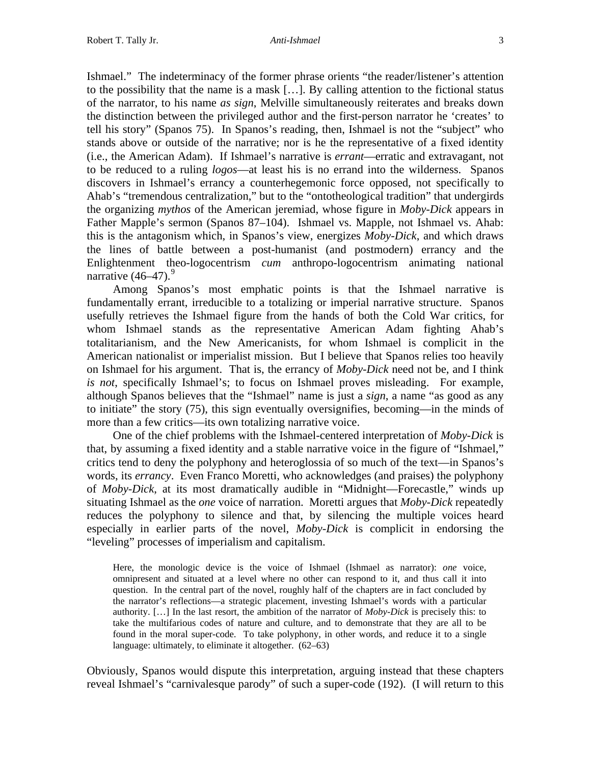Ishmael." The indeterminacy of the former phrase orients "the reader/listener's attention to the possibility that the name is a mask […]. By calling attention to the fictional status of the narrator, to his name *as sign*, Melville simultaneously reiterates and breaks down the distinction between the privileged author and the first-person narrator he 'creates' to tell his story" (Spanos 75). In Spanos's reading, then, Ishmael is not the "subject" who stands above or outside of the narrative; nor is he the representative of a fixed identity (i.e., the American Adam). If Ishmael's narrative is *errant*—erratic and extravagant, not to be reduced to a ruling *logos*—at least his is no errand into the wilderness. Spanos discovers in Ishmael's errancy a counterhegemonic force opposed, not specifically to Ahab's "tremendous centralization," but to the "ontotheological tradition" that undergirds the organizing *mythos* of the American jeremiad, whose figure in *Moby-Dick* appears in Father Mapple's sermon (Spanos 87–104). Ishmael vs. Mapple, not Ishmael vs. Ahab: this is the antagonism which, in Spanos's view, energizes *Moby-Dick*, and which draws the lines of battle between a post-humanist (and postmodern) errancy and the Enlightenment theo-logocentrism *cum* anthropo-logocentrism animating national narrative (46–47).[9]

Among Spanos's most emphatic points is that the Ishmael narrative is fundamentally errant, irreducible to a totalizing or imperial narrative structure. Spanos usefully retrieves the Ishmael figure from the hands of both the Cold War critics, for whom Ishmael stands as the representative American Adam fighting Ahab's totalitarianism, and the New Americanists, for whom Ishmael is complicit in the American nationalist or imperialist mission. But I believe that Spanos relies too heavily on Ishmael for his argument. That is, the errancy of *Moby-Dick* need not be, and I think *is not*, specifically Ishmael's; to focus on Ishmael proves misleading. For example, although Spanos believes that the "Ishmael" name is just a *sign*, a name "as good as any to initiate" the story (75), this sign eventually oversignifies, becoming—in the minds of more than a few critics—its own totalizing narrative voice.

One of the chief problems with the Ishmael-centered interpretation of *Moby-Dick* is that, by assuming a fixed identity and a stable narrative voice in the figure of "Ishmael," critics tend to deny the polyphony and heteroglossia of so much of the text—in Spanos's words, its *errancy*. Even Franco Moretti, who acknowledges (and praises) the polyphony of *Moby-Dick*, at its most dramatically audible in "Midnight—Forecastle," winds up situating Ishmael as the *one* voice of narration. Moretti argues that *Moby-Dick* repeatedly reduces the polyphony to silence and that, by silencing the multiple voices heard especially in earlier parts of the novel, *Moby-Dick* is complicit in endorsing the "leveling" processes of imperialism and capitalism.

> Here, the monologic device is the voice of Ishmael (Ishmael as narrator): *one* voice, omnipresent and situated at a level where no other can respond to it, and thus call it into question. In the central part of the novel, roughly half of the chapters are in fact concluded by the narrator's reflections—a strategic placement, investing Ishmael's words with a particular authority. […] In the last resort, the ambition of the narrator of *Moby-Dick* is precisely this: to take the multifarious codes of nature and culture, and to demonstrate that they are all to be found in the moral super-code. To take polyphony, in other words, and reduce it to a single language: ultimately, to eliminate it altogether. (62–63)

Obviously, Spanos would dispute this interpretation, arguing instead that these chapters reveal Ishmael's "carnivalesque parody" of such a super-code (192). (I will return to this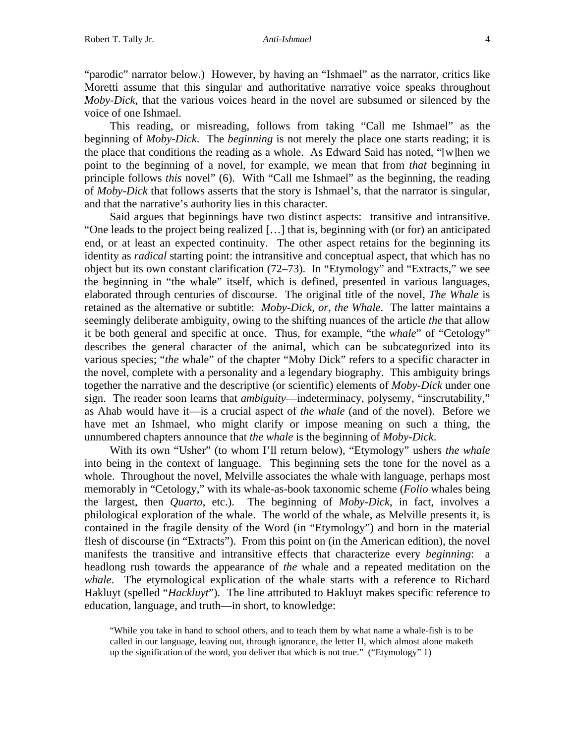"parodic" narrator below.) However, by having an "Ishmael" as the narrator, critics like Moretti assume that this singular and authoritative narrative voice speaks throughout *Moby-Dick*, that the various voices heard in the novel are subsumed or silenced by the voice of one Ishmael.

This reading, or misreading, follows from taking "Call me Ishmael" as the beginning of *Moby-Dick*. The *beginning* is not merely the place one starts reading; it is the place that conditions the reading as a whole. As Edward Said has noted, "[w]hen we point to the beginning of a novel, for example, we mean that from *that* beginning in principle follows *this* novel" (6). With "Call me Ishmael" as the beginning, the reading of *Moby-Dick* that follows asserts that the story is Ishmael's, that the narrator is singular, and that the narrative's authority lies in this character.

Said argues that beginnings have two distinct aspects: transitive and intransitive. "One leads to the project being realized […] that is, beginning with (or for) an anticipated end, or at least an expected continuity. The other aspect retains for the beginning its identity as *radical* starting point: the intransitive and conceptual aspect, that which has no object but its own constant clarification (72–73). In "Etymology" and "Extracts," we see the beginning in "the whale" itself, which is defined, presented in various languages, elaborated through centuries of discourse. The original title of the novel, *The Whale* is retained as the alternative or subtitle: *Moby-Dick, or, the Whale*. The latter maintains a seemingly deliberate ambiguity, owing to the shifting nuances of the article *the* that allow it be both general and specific at once. Thus, for example, "the *whale*" of "Cetology" describes the general character of the animal, which can be subcategorized into its various species; "*the* whale" of the chapter "Moby Dick" refers to a specific character in the novel, complete with a personality and a legendary biography. This ambiguity brings together the narrative and the descriptive (or scientific) elements of *Moby-Dick* under one sign. The reader soon learns that *ambiguity*—indeterminacy, polysemy, "inscrutability," as Ahab would have it—is a crucial aspect of *the whale* (and of the novel). Before we have met an Ishmael, who might clarify or impose meaning on such a thing, the unnumbered chapters announce that *the whale* is the beginning of *Moby-Dick*.

With its own "Usher" (to whom I'll return below), "Etymology" ushers *the whale* into being in the context of language. This beginning sets the tone for the novel as a whole. Throughout the novel, Melville associates the whale with language, perhaps most memorably in "Cetology," with its whale-as-book taxonomic scheme (*Folio* whales being the largest, then *Quarto*, etc.). The beginning of *Moby-Dick*, in fact, involves a philological exploration of the whale. The world of the whale, as Melville presents it, is contained in the fragile density of the Word (in "Etymology") and born in the material flesh of discourse (in "Extracts"). From this point on (in the American edition), the novel manifests the transitive and intransitive effects that characterize every *beginning*: a headlong rush towards the appearance of *the* whale and a repeated meditation on the *whale*. The etymological explication of the whale starts with a reference to Richard Hakluyt (spelled "*Hackluyt*"). The line attributed to Hakluyt makes specific reference to education, language, and truth—in short, to knowledge:

> "While you take in hand to school others, and to teach them by what name a whale-fish is to be called in our language, leaving out, through ignorance, the letter H, which almost alone maketh up the signification of the word, you deliver that which is not true." ("Etymology" 1)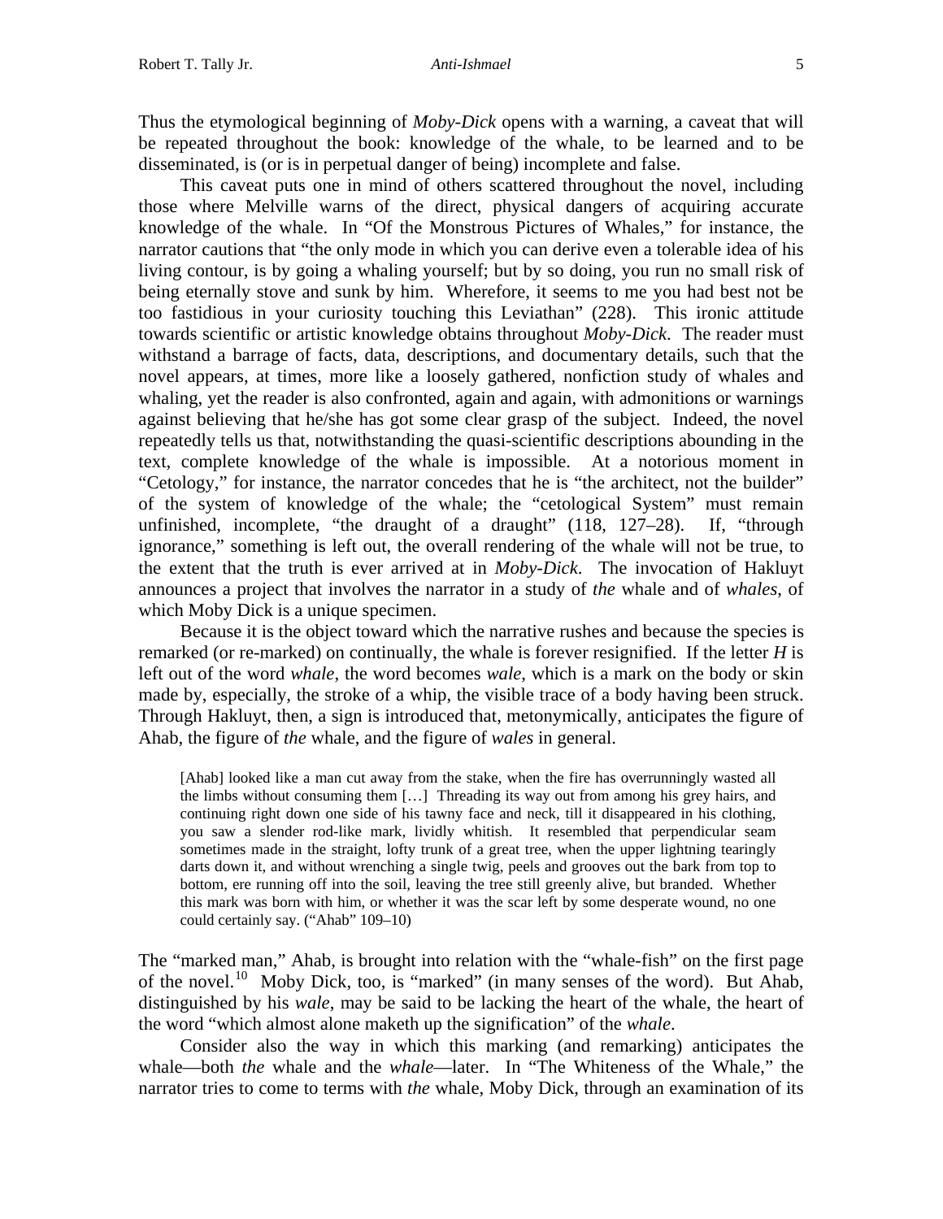Thus the etymological beginning of *Moby-Dick* opens with a warning, a caveat that will be repeated throughout the book: knowledge of the whale, to be learned and to be disseminated, is (or is in perpetual danger of being) incomplete and false.

This caveat puts one in mind of others scattered throughout the novel, including those where Melville warns of the direct, physical dangers of acquiring accurate knowledge of the whale. In "Of the Monstrous Pictures of Whales," for instance, the narrator cautions that "the only mode in which you can derive even a tolerable idea of his living contour, is by going a whaling yourself; but by so doing, you run no small risk of being eternally stove and sunk by him. Wherefore, it seems to me you had best not be too fastidious in your curiosity touching this Leviathan" (228). This ironic attitude towards scientific or artistic knowledge obtains throughout *Moby-Dick*. The reader must withstand a barrage of facts, data, descriptions, and documentary details, such that the novel appears, at times, more like a loosely gathered, nonfiction study of whales and whaling, yet the reader is also confronted, again and again, with admonitions or warnings against believing that he/she has got some clear grasp of the subject. Indeed, the novel repeatedly tells us that, notwithstanding the quasi-scientific descriptions abounding in the text, complete knowledge of the whale is impossible. At a notorious moment in "Cetology," for instance, the narrator concedes that he is "the architect, not the builder" of the system of knowledge of the whale; the "cetological System" must remain unfinished, incomplete, "the draught of a draught" (118, 127–28). If, "through ignorance," something is left out, the overall rendering of the whale will not be true, to the extent that the truth is ever arrived at in *Moby-Dick*. The invocation of Hakluyt announces a project that involves the narrator in a study of *the* whale and of *whales*, of which Moby Dick is a unique specimen.

Because it is the object toward which the narrative rushes and because the species is remarked (or re-marked) on continually, the whale is forever resignified. If the letter ***H*** is left out of the word *whale*, the word becomes *wale*, which is a mark on the body or skin made by, especially, the stroke of a whip, the visible trace of a body having been struck. Through Hakluyt, then, a sign is introduced that, metonymically, anticipates the figure of Ahab, the figure of *the* whale, and the figure of *wales* in general.

> [Ahab] looked like a man cut away from the stake, when the fire has overrunningly wasted all the limbs without consuming them […] Threading its way out from among his grey hairs, and continuing right down one side of his tawny face and neck, till it disappeared in his clothing, you saw a slender rod-like mark, lividly whitish. It resembled that perpendicular seam sometimes made in the straight, lofty trunk of a great tree, when the upper lightning tearingly darts down it, and without wrenching a single twig, peels and grooves out the bark from top to bottom, ere running off into the soil, leaving the tree still greenly alive, but branded. Whether this mark was born with him, or whether it was the scar left by some desperate wound, no one could certainly say. ("Ahab" 109–10)

The "marked man," Ahab, is brought into relation with the "whale-fish" on the first page of the novel.[10] Moby Dick, too, is "marked" (in many senses of the word). But Ahab, distinguished by his *wale*, may be said to be lacking the heart of the whale, the heart of the word "which almost alone maketh up the signification" of the *whale*.

Consider also the way in which this marking (and remarking) anticipates the whale—both *the* whale and the *whale*—later. In "The Whiteness of the Whale," the narrator tries to come to terms with *the* whale, Moby Dick, through an examination of its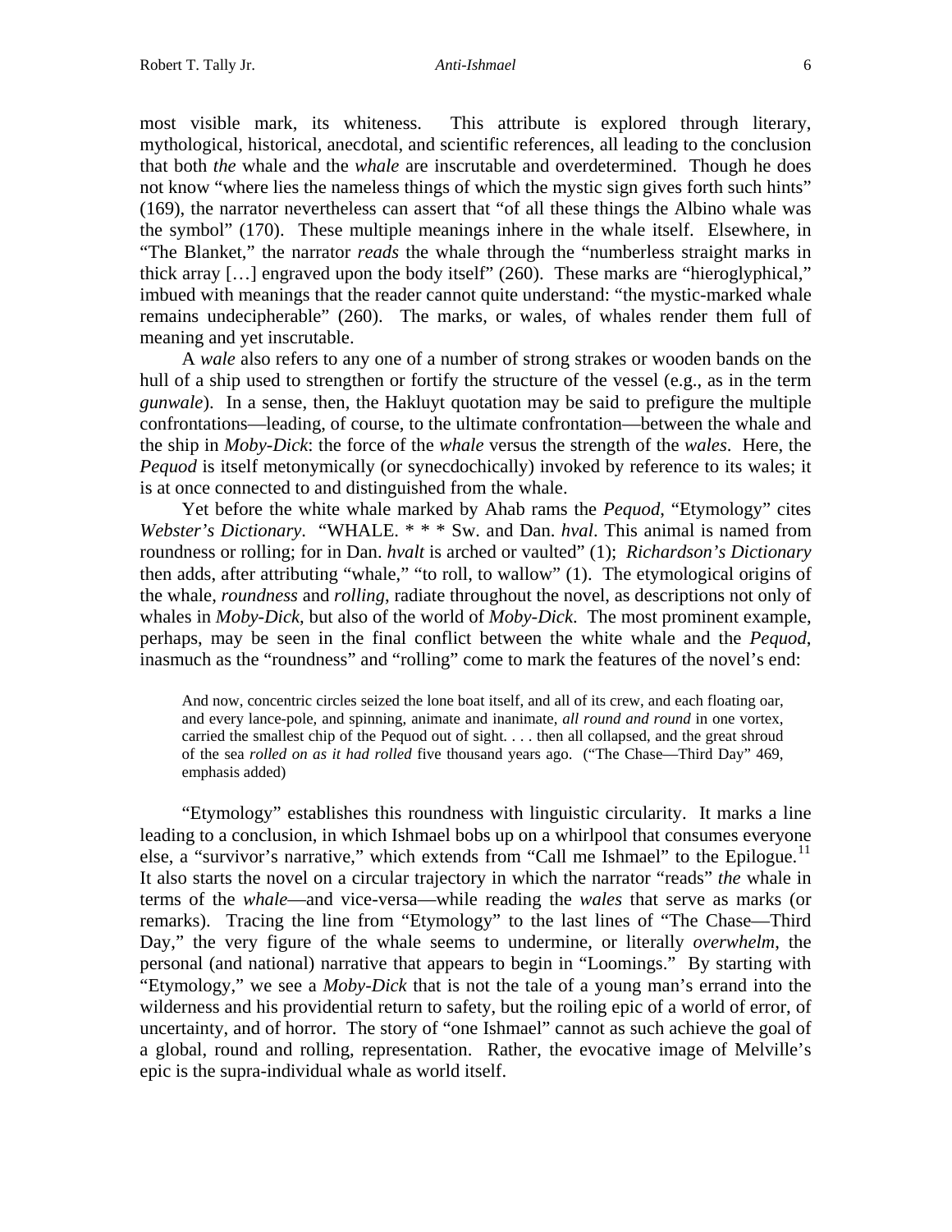most visible mark, its whiteness. This attribute is explored through literary, mythological, historical, anecdotal, and scientific references, all leading to the conclusion that both *the* whale and the *whale* are inscrutable and overdetermined. Though he does not know "where lies the nameless things of which the mystic sign gives forth such hints" (169), the narrator nevertheless can assert that "of all these things the Albino whale was the symbol" (170). These multiple meanings inhere in the whale itself. Elsewhere, in "The Blanket," the narrator *reads* the whale through the "numberless straight marks in thick array […] engraved upon the body itself" (260). These marks are "hieroglyphical," imbued with meanings that the reader cannot quite understand: "the mystic-marked whale remains undecipherable" (260). The marks, or wales, of whales render them full of meaning and yet inscrutable.

A *wale* also refers to any one of a number of strong strakes or wooden bands on the hull of a ship used to strengthen or fortify the structure of the vessel (e.g., as in the term *gunwale*). In a sense, then, the Hakluyt quotation may be said to prefigure the multiple confrontations—leading, of course, to the ultimate confrontation—between the whale and the ship in *Moby-Dick*: the force of the *whale* versus the strength of the *wales*. Here, the *Pequod* is itself metonymically (or synecdochically) invoked by reference to its wales; it is at once connected to and distinguished from the whale.

Yet before the white whale marked by Ahab rams the *Pequod*, "Etymology" cites *Webster's Dictionary*. "WHALE. * * * Sw. and Dan. *hval*. This animal is named from roundness or rolling; for in Dan. *hvalt* is arched or vaulted" (1); *Richardson's Dictionary* then adds, after attributing "whale," "to roll, to wallow" (1). The etymological origins of the whale, *roundness* and *rolling*, radiate throughout the novel, as descriptions not only of whales in *Moby-Dick*, but also of the world of *Moby-Dick*. The most prominent example, perhaps, may be seen in the final conflict between the white whale and the *Pequod*, inasmuch as the "roundness" and "rolling" come to mark the features of the novel's end:

> And now, concentric circles seized the lone boat itself, and all of its crew, and each floating oar, and every lance-pole, and spinning, animate and inanimate, *all round and round* in one vortex, carried the smallest chip of the Pequod out of sight. . . . then all collapsed, and the great shroud of the sea *rolled on as it had rolled* five thousand years ago. ("The Chase—Third Day" 469, emphasis added)

"Etymology" establishes this roundness with linguistic circularity. It marks a line leading to a conclusion, in which Ishmael bobs up on a whirlpool that consumes everyone else, a "survivor's narrative," which extends from "Call me Ishmael" to the Epilogue.[11] It also starts the novel on a circular trajectory in which the narrator "reads" *the* whale in terms of the *whale*—and vice-versa—while reading the *wales* that serve as marks (or remarks). Tracing the line from "Etymology" to the last lines of "The Chase—Third Day," the very figure of the whale seems to undermine, or literally *overwhelm*, the personal (and national) narrative that appears to begin in "Loomings." By starting with "Etymology," we see a *Moby-Dick* that is not the tale of a young man's errand into the wilderness and his providential return to safety, but the roiling epic of a world of error, of uncertainty, and of horror. The story of "one Ishmael" cannot as such achieve the goal of a global, round and rolling, representation. Rather, the evocative image of Melville's epic is the supra-individual whale as world itself.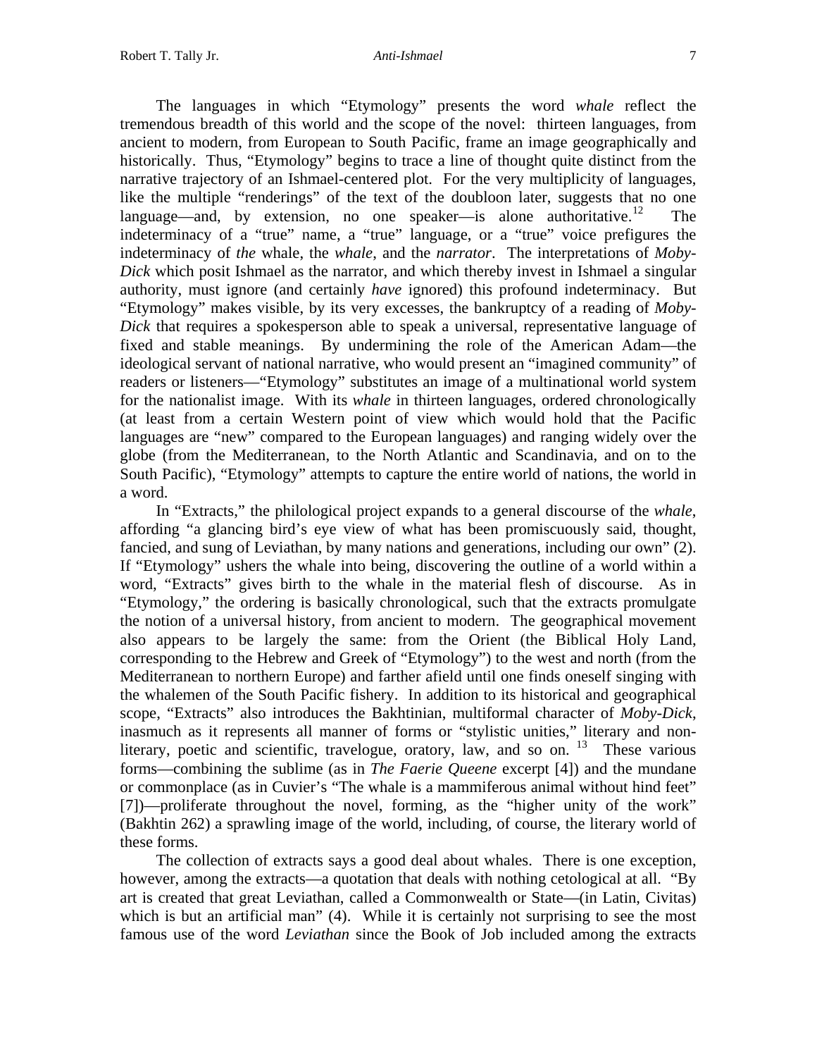The languages in which "Etymology" presents the word *whale* reflect the tremendous breadth of this world and the scope of the novel: thirteen languages, from ancient to modern, from European to South Pacific, frame an image geographically and historically. Thus, "Etymology" begins to trace a line of thought quite distinct from the narrative trajectory of an Ishmael-centered plot. For the very multiplicity of languages, like the multiple "renderings" of the text of the doubloon later, suggests that no one language—and, by extension, no one speaker—is alone authoritative.[12] The indeterminacy of a "true" name, a "true" language, or a "true" voice prefigures the indeterminacy of *the* whale, the *whale*, and the *narrator*. The interpretations of *Moby-Dick* which posit Ishmael as the narrator, and which thereby invest in Ishmael a singular authority, must ignore (and certainly *have* ignored) this profound indeterminacy. But "Etymology" makes visible, by its very excesses, the bankruptcy of a reading of *Moby-Dick* that requires a spokesperson able to speak a universal, representative language of fixed and stable meanings. By undermining the role of the American Adam—the ideological servant of national narrative, who would present an "imagined community" of readers or listeners—"Etymology" substitutes an image of a multinational world system for the nationalist image. With its *whale* in thirteen languages, ordered chronologically (at least from a certain Western point of view which would hold that the Pacific languages are "new" compared to the European languages) and ranging widely over the globe (from the Mediterranean, to the North Atlantic and Scandinavia, and on to the South Pacific), "Etymology" attempts to capture the entire world of nations, the world in a word.

In "Extracts," the philological project expands to a general discourse of the *whale*, affording "a glancing bird's eye view of what has been promiscuously said, thought, fancied, and sung of Leviathan, by many nations and generations, including our own" (2). If "Etymology" ushers the whale into being, discovering the outline of a world within a word, "Extracts" gives birth to the whale in the material flesh of discourse. As in "Etymology," the ordering is basically chronological, such that the extracts promulgate the notion of a universal history, from ancient to modern. The geographical movement also appears to be largely the same: from the Orient (the Biblical Holy Land, corresponding to the Hebrew and Greek of "Etymology") to the west and north (from the Mediterranean to northern Europe) and farther afield until one finds oneself singing with the whalemen of the South Pacific fishery. In addition to its historical and geographical scope, "Extracts" also introduces the Bakhtinian, multiformal character of *Moby-Dick*, inasmuch as it represents all manner of forms or "stylistic unities," literary and non-literary, poetic and scientific, travelogue, oratory, law, and so on.[13] These various forms—combining the sublime (as in *The Faerie Queene* excerpt [4]) and the mundane or commonplace (as in Cuvier's "The whale is a mammiferous animal without hind feet" [7])—proliferate throughout the novel, forming, as the "higher unity of the work" (Bakhtin 262) a sprawling image of the world, including, of course, the literary world of these forms.

The collection of extracts says a good deal about whales. There is one exception, however, among the extracts—a quotation that deals with nothing cetological at all. "By art is created that great Leviathan, called a Commonwealth or State—(in Latin, Civitas) which is but an artificial man" (4). While it is certainly not surprising to see the most famous use of the word *Leviathan* since the Book of Job included among the extracts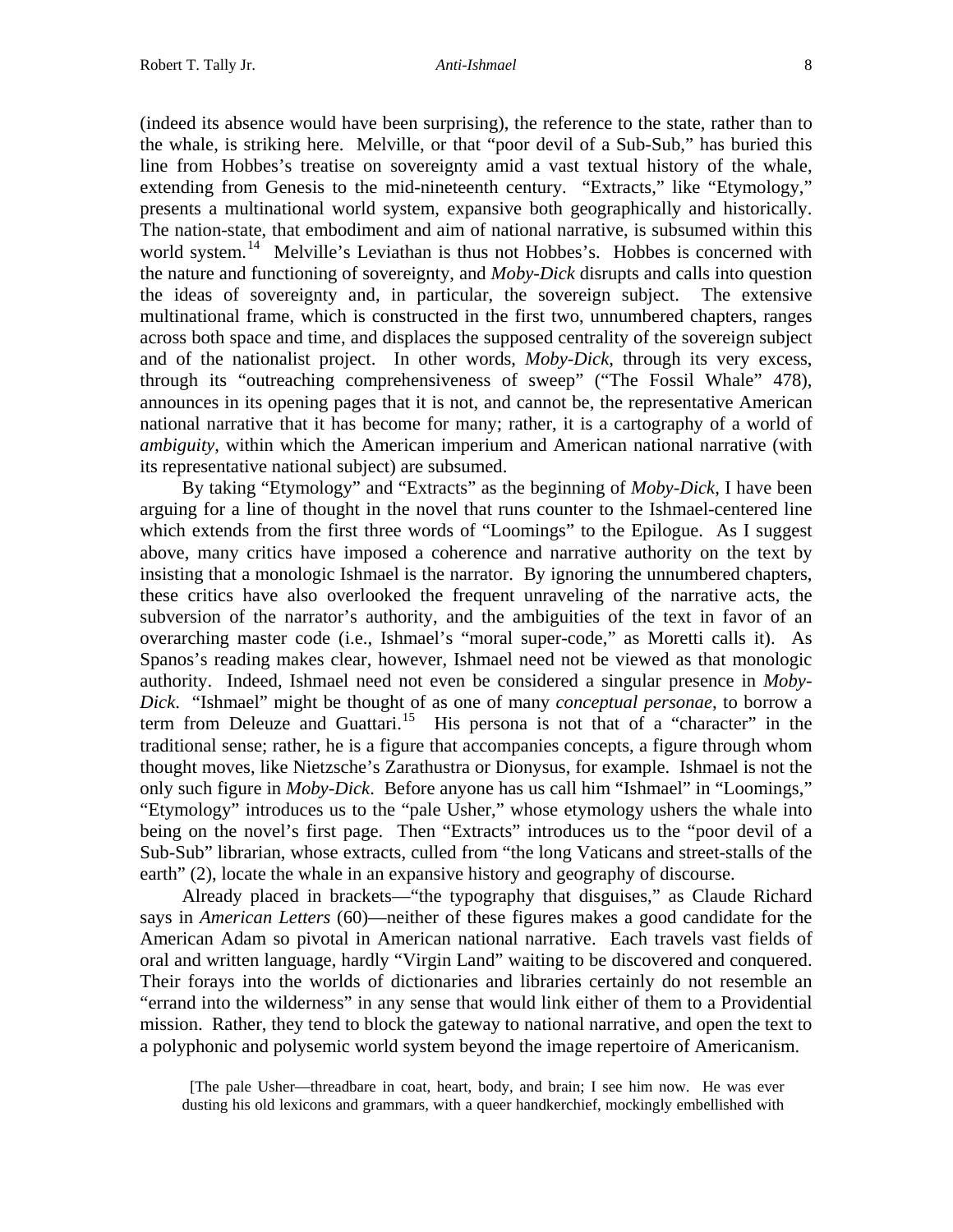(indeed its absence would have been surprising), the reference to the state, rather than to the whale, is striking here. Melville, or that "poor devil of a Sub-Sub," has buried this line from Hobbes's treatise on sovereignty amid a vast textual history of the whale, extending from Genesis to the mid-nineteenth century. "Extracts," like "Etymology," presents a multinational world system, expansive both geographically and historically. The nation-state, that embodiment and aim of national narrative, is subsumed within this world system.[14] Melville's Leviathan is thus not Hobbes's. Hobbes is concerned with the nature and functioning of sovereignty, and *Moby-Dick* disrupts and calls into question the ideas of sovereignty and, in particular, the sovereign subject. The extensive multinational frame, which is constructed in the first two, unnumbered chapters, ranges across both space and time, and displaces the supposed centrality of the sovereign subject and of the nationalist project. In other words, *Moby-Dick*, through its very excess, through its "outreaching comprehensiveness of sweep" ("The Fossil Whale" 478), announces in its opening pages that it is not, and cannot be, the representative American national narrative that it has become for many; rather, it is a cartography of a world of *ambiguity*, within which the American imperium and American national narrative (with its representative national subject) are subsumed.

By taking "Etymology" and "Extracts" as the beginning of *Moby-Dick*, I have been arguing for a line of thought in the novel that runs counter to the Ishmael-centered line which extends from the first three words of "Loomings" to the Epilogue. As I suggest above, many critics have imposed a coherence and narrative authority on the text by insisting that a monologic Ishmael is the narrator. By ignoring the unnumbered chapters, these critics have also overlooked the frequent unraveling of the narrative acts, the subversion of the narrator's authority, and the ambiguities of the text in favor of an overarching master code (i.e., Ishmael's "moral super-code," as Moretti calls it). As Spanos's reading makes clear, however, Ishmael need not be viewed as that monologic authority. Indeed, Ishmael need not even be considered a singular presence in *Moby-Dick*. "Ishmael" might be thought of as one of many *conceptual personae*, to borrow a term from Deleuze and Guattari.[15] His persona is not that of a "character" in the traditional sense; rather, he is a figure that accompanies concepts, a figure through whom thought moves, like Nietzsche's Zarathustra or Dionysus, for example. Ishmael is not the only such figure in *Moby-Dick*. Before anyone has us call him "Ishmael" in "Loomings," "Etymology" introduces us to the "pale Usher," whose etymology ushers the whale into being on the novel's first page. Then "Extracts" introduces us to the "poor devil of a Sub-Sub" librarian, whose extracts, culled from "the long Vaticans and street-stalls of the earth" (2), locate the whale in an expansive history and geography of discourse.

Already placed in brackets—"the typography that disguises," as Claude Richard says in *American Letters* (60)—neither of these figures makes a good candidate for the American Adam so pivotal in American national narrative. Each travels vast fields of oral and written language, hardly "Virgin Land" waiting to be discovered and conquered. Their forays into the worlds of dictionaries and libraries certainly do not resemble an "errand into the wilderness" in any sense that would link either of them to a Providential mission. Rather, they tend to block the gateway to national narrative, and open the text to a polyphonic and polysemic world system beyond the image repertoire of Americanism.

> [The pale Usher—threadbare in coat, heart, body, and brain; I see him now. He was ever dusting his old lexicons and grammars, with a queer handkerchief, mockingly embellished with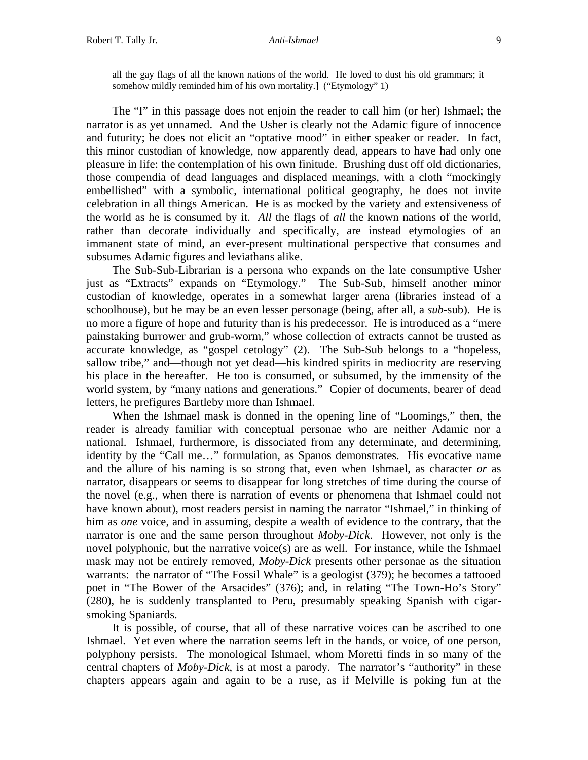> all the gay flags of all the known nations of the world. He loved to dust his old grammars; it somehow mildly reminded him of his own mortality.] ("Etymology" 1)

The "I" in this passage does not enjoin the reader to call him (or her) Ishmael; the narrator is as yet unnamed. And the Usher is clearly not the Adamic figure of innocence and futurity; he does not elicit an "optative mood" in either speaker or reader. In fact, this minor custodian of knowledge, now apparently dead, appears to have had only one pleasure in life: the contemplation of his own finitude. Brushing dust off old dictionaries, those compendia of dead languages and displaced meanings, with a cloth "mockingly embellished" with a symbolic, international political geography, he does not invite celebration in all things American. He is as mocked by the variety and extensiveness of the world as he is consumed by it. *All* the flags of *all* the known nations of the world, rather than decorate individually and specifically, are instead etymologies of an immanent state of mind, an ever-present multinational perspective that consumes and subsumes Adamic figures and leviathans alike.

The Sub-Sub-Librarian is a persona who expands on the late consumptive Usher just as "Extracts" expands on "Etymology." The Sub-Sub, himself another minor custodian of knowledge, operates in a somewhat larger arena (libraries instead of a schoolhouse), but he may be an even lesser personage (being, after all, a *sub*-sub). He is no more a figure of hope and futurity than is his predecessor. He is introduced as a "mere painstaking burrower and grub-worm," whose collection of extracts cannot be trusted as accurate knowledge, as "gospel cetology" (2). The Sub-Sub belongs to a "hopeless, sallow tribe," and—though not yet dead—his kindred spirits in mediocrity are reserving his place in the hereafter. He too is consumed, or subsumed, by the immensity of the world system, by "many nations and generations." Copier of documents, bearer of dead letters, he prefigures Bartleby more than Ishmael.

When the Ishmael mask is donned in the opening line of "Loomings," then, the reader is already familiar with conceptual personae who are neither Adamic nor a national. Ishmael, furthermore, is dissociated from any determinate, and determining, identity by the "Call me…" formulation, as Spanos demonstrates. His evocative name and the allure of his naming is so strong that, even when Ishmael, as character *or* as narrator, disappears or seems to disappear for long stretches of time during the course of the novel (e.g., when there is narration of events or phenomena that Ishmael could not have known about), most readers persist in naming the narrator "Ishmael," in thinking of him as *one* voice, and in assuming, despite a wealth of evidence to the contrary, that the narrator is one and the same person throughout *Moby-Dick*. However, not only is the novel polyphonic, but the narrative voice(s) are as well. For instance, while the Ishmael mask may not be entirely removed, *Moby-Dick* presents other personae as the situation warrants: the narrator of "The Fossil Whale" is a geologist (379); he becomes a tattooed poet in "The Bower of the Arsacides" (376); and, in relating "The Town-Ho's Story" (280), he is suddenly transplanted to Peru, presumably speaking Spanish with cigar-smoking Spaniards.

It is possible, of course, that all of these narrative voices can be ascribed to one Ishmael. Yet even where the narration seems left in the hands, or voice, of one person, polyphony persists. The monological Ishmael, whom Moretti finds in so many of the central chapters of *Moby-Dick*, is at most a parody. The narrator's "authority" in these chapters appears again and again to be a ruse, as if Melville is poking fun at the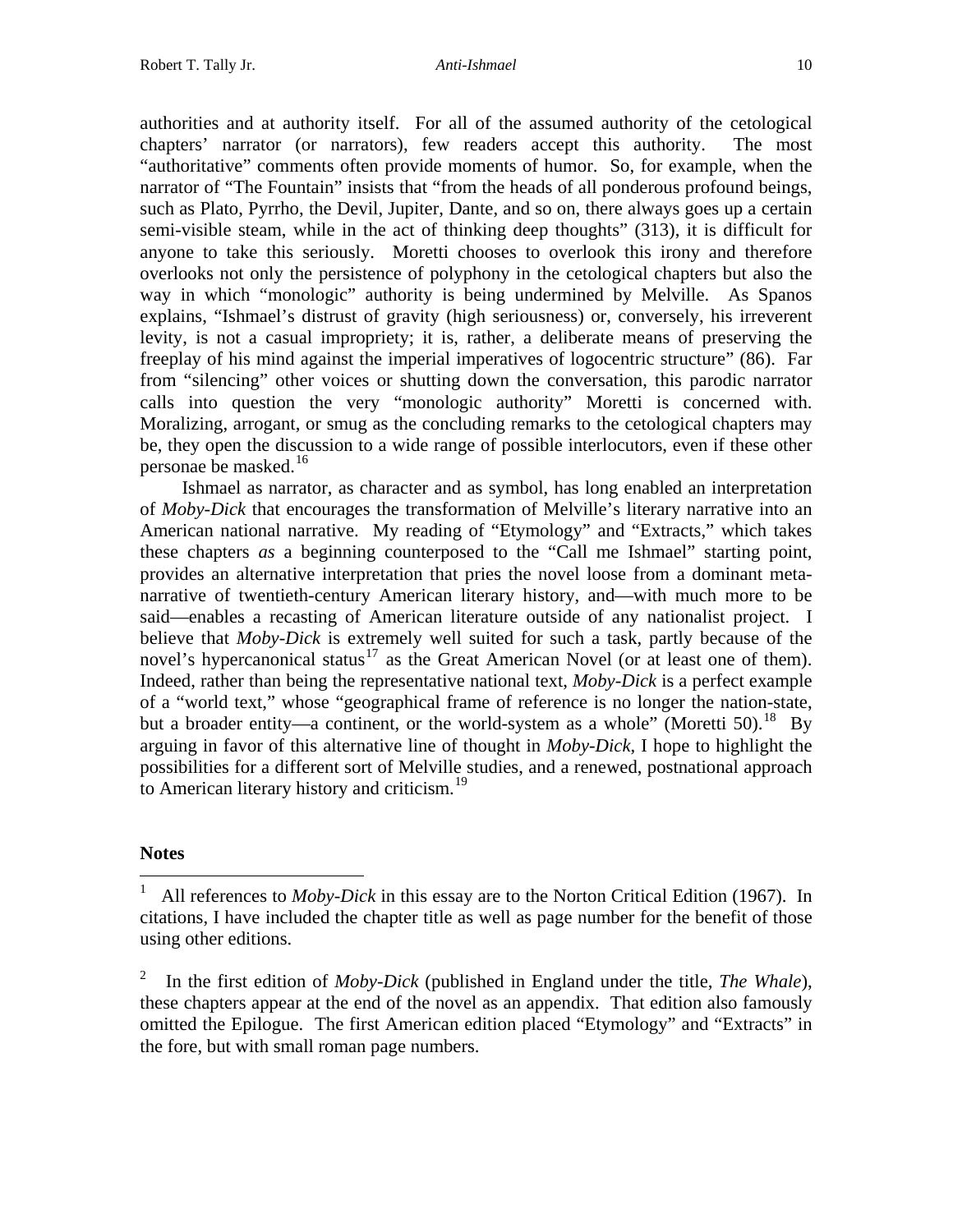authorities and at authority itself. For all of the assumed authority of the cetological chapters' narrator (or narrators), few readers accept this authority. The most "authoritative" comments often provide moments of humor. So, for example, when the narrator of "The Fountain" insists that "from the heads of all ponderous profound beings, such as Plato, Pyrrho, the Devil, Jupiter, Dante, and so on, there always goes up a certain semi-visible steam, while in the act of thinking deep thoughts" (313), it is difficult for anyone to take this seriously. Moretti chooses to overlook this irony and therefore overlooks not only the persistence of polyphony in the cetological chapters but also the way in which "monologic" authority is being undermined by Melville. As Spanos explains, "Ishmael's distrust of gravity (high seriousness) or, conversely, his irreverent levity, is not a casual impropriety; it is, rather, a deliberate means of preserving the freeplay of his mind against the imperial imperatives of logocentric structure" (86). Far from "silencing" other voices or shutting down the conversation, this parodic narrator calls into question the very "monologic authority" Moretti is concerned with. Moralizing, arrogant, or smug as the concluding remarks to the cetological chapters may be, they open the discussion to a wide range of possible interlocutors, even if these other personae be masked.[16]

Ishmael as narrator, as character and as symbol, has long enabled an interpretation of *Moby-Dick* that encourages the transformation of Melville's literary narrative into an American national narrative. My reading of "Etymology" and "Extracts," which takes these chapters *as* a beginning counterposed to the "Call me Ishmael" starting point, provides an alternative interpretation that pries the novel loose from a dominant meta-narrative of twentieth-century American literary history, and—with much more to be said—enables a recasting of American literature outside of any nationalist project. I believe that *Moby-Dick* is extremely well suited for such a task, partly because of the novel's hypercanonical status[17] as the Great American Novel (or at least one of them). Indeed, rather than being the representative national text, *Moby-Dick* is a perfect example of a "world text," whose "geographical frame of reference is no longer the nation-state, but a broader entity—a continent, or the world-system as a whole" (Moretti 50).[18] By arguing in favor of this alternative line of thought in *Moby-Dick*, I hope to highlight the possibilities for a different sort of Melville studies, and a renewed, postnational approach to American literary history and criticism.[19]

**Notes**

[1] All references to *Moby-Dick* in this essay are to the Norton Critical Edition (1967). In citations, I have included the chapter title as well as page number for the benefit of those using other editions.

[2] In the first edition of *Moby-Dick* (published in England under the title, *The Whale*), these chapters appear at the end of the novel as an appendix. That edition also famously omitted the Epilogue. The first American edition placed "Etymology" and "Extracts" in the fore, but with small roman page numbers.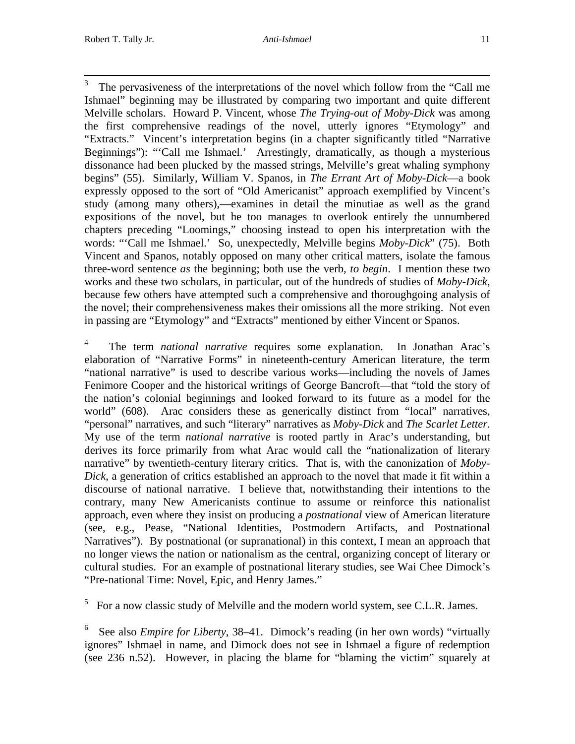[3] The pervasiveness of the interpretations of the novel which follow from the "Call me Ishmael" beginning may be illustrated by comparing two important and quite different Melville scholars. Howard P. Vincent, whose *The Trying-out of Moby-Dick* was among the first comprehensive readings of the novel, utterly ignores "Etymology" and "Extracts." Vincent's interpretation begins (in a chapter significantly titled "Narrative Beginnings"): "'Call me Ishmael.' Arrestingly, dramatically, as though a mysterious dissonance had been plucked by the massed strings, Melville's great whaling symphony begins" (55). Similarly, William V. Spanos, in *The Errant Art of Moby-Dick*—a book expressly opposed to the sort of "Old Americanist" approach exemplified by Vincent's study (among many others),—examines in detail the minutiae as well as the grand expositions of the novel, but he too manages to overlook entirely the unnumbered chapters preceding "Loomings," choosing instead to open his interpretation with the words: "'Call me Ishmael.' So, unexpectedly, Melville begins *Moby-Dick*" (75). Both Vincent and Spanos, notably opposed on many other critical matters, isolate the famous three-word sentence *as* the beginning; both use the verb, *to begin*. I mention these two works and these two scholars, in particular, out of the hundreds of studies of *Moby-Dick*, because few others have attempted such a comprehensive and thoroughgoing analysis of the novel; their comprehensiveness makes their omissions all the more striking. Not even in passing are "Etymology" and "Extracts" mentioned by either Vincent or Spanos.

[4] The term *national narrative* requires some explanation. In Jonathan Arac's elaboration of "Narrative Forms" in nineteenth-century American literature, the term "national narrative" is used to describe various works—including the novels of James Fenimore Cooper and the historical writings of George Bancroft—that "told the story of the nation's colonial beginnings and looked forward to its future as a model for the world" (608). Arac considers these as generically distinct from "local" narratives, "personal" narratives, and such "literary" narratives as *Moby-Dick* and *The Scarlet Letter*. My use of the term *national narrative* is rooted partly in Arac's understanding, but derives its force primarily from what Arac would call the "nationalization of literary narrative" by twentieth-century literary critics. That is, with the canonization of *Moby-Dick*, a generation of critics established an approach to the novel that made it fit within a discourse of national narrative. I believe that, notwithstanding their intentions to the contrary, many New Americanists continue to assume or reinforce this nationalist approach, even where they insist on producing a *postnational* view of American literature (see, e.g., Pease, "National Identities, Postmodern Artifacts, and Postnational Narratives"). By postnational (or supranational) in this context, I mean an approach that no longer views the nation or nationalism as the central, organizing concept of literary or cultural studies. For an example of postnational literary studies, see Wai Chee Dimock's "Pre-national Time: Novel, Epic, and Henry James."

[5] For a now classic study of Melville and the modern world system, see C.L.R. James.

[6] See also *Empire for Liberty*, 38–41. Dimock's reading (in her own words) "virtually ignores" Ishmael in name, and Dimock does not see in Ishmael a figure of redemption (see 236 n.52). However, in placing the blame for "blaming the victim" squarely at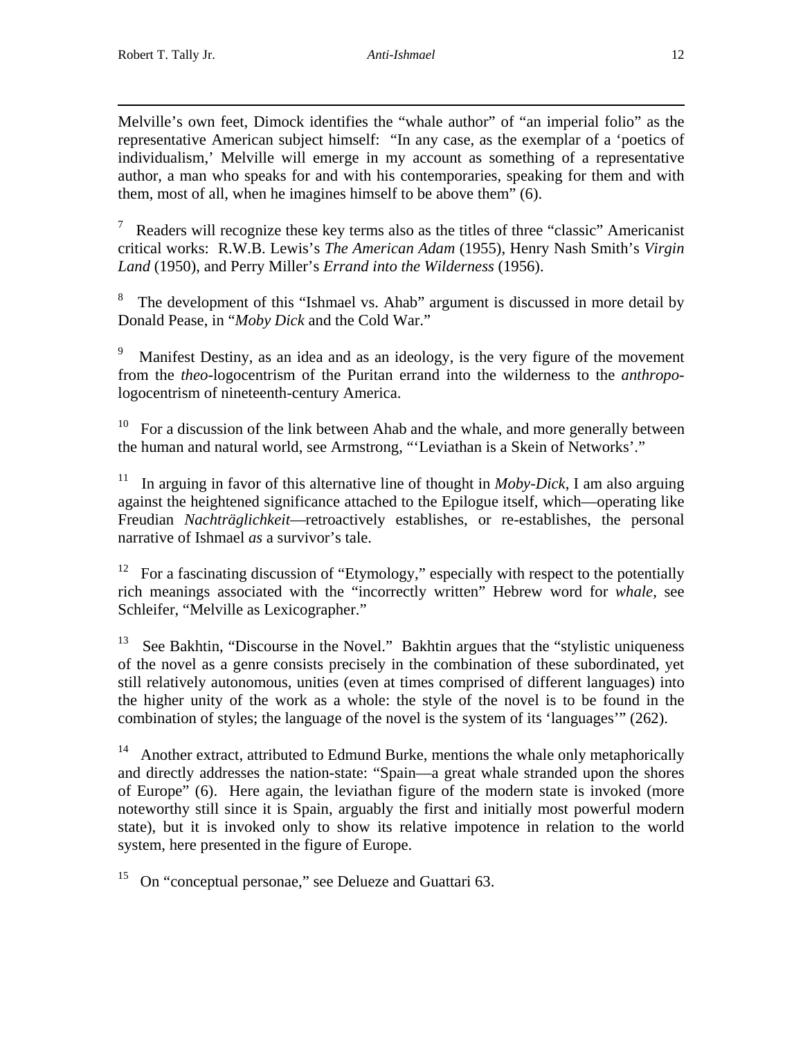Melville's own feet, Dimock identifies the "whale author" of "an imperial folio" as the representative American subject himself: "In any case, as the exemplar of a 'poetics of individualism,' Melville will emerge in my account as something of a representative author, a man who speaks for and with his contemporaries, speaking for them and with them, most of all, when he imagines himself to be above them" (6).

[7] Readers will recognize these key terms also as the titles of three "classic" Americanist critical works: R.W.B. Lewis's *The American Adam* (1955), Henry Nash Smith's *Virgin Land* (1950), and Perry Miller's *Errand into the Wilderness* (1956).

[8] The development of this "Ishmael vs. Ahab" argument is discussed in more detail by Donald Pease, in "*Moby Dick* and the Cold War."

[9] Manifest Destiny, as an idea and as an ideology, is the very figure of the movement from the *theo*-logocentrism of the Puritan errand into the wilderness to the *anthropo*-logocentrism of nineteenth-century America.

[10] For a discussion of the link between Ahab and the whale, and more generally between the human and natural world, see Armstrong, "'Leviathan is a Skein of Networks'."

[11] In arguing in favor of this alternative line of thought in *Moby-Dick*, I am also arguing against the heightened significance attached to the Epilogue itself, which—operating like Freudian *Nachträglichkeit*—retroactively establishes, or re-establishes, the personal narrative of Ishmael *as* a survivor's tale.

[12] For a fascinating discussion of "Etymology," especially with respect to the potentially rich meanings associated with the "incorrectly written" Hebrew word for *whale*, see Schleifer, "Melville as Lexicographer."

[13] See Bakhtin, "Discourse in the Novel." Bakhtin argues that the "stylistic uniqueness of the novel as a genre consists precisely in the combination of these subordinated, yet still relatively autonomous, unities (even at times comprised of different languages) into the higher unity of the work as a whole: the style of the novel is to be found in the combination of styles; the language of the novel is the system of its 'languages'" (262).

[14] Another extract, attributed to Edmund Burke, mentions the whale only metaphorically and directly addresses the nation-state: "Spain—a great whale stranded upon the shores of Europe" (6). Here again, the leviathan figure of the modern state is invoked (more noteworthy still since it is Spain, arguably the first and initially most powerful modern state), but it is invoked only to show its relative impotence in relation to the world system, here presented in the figure of Europe.

[15] On "conceptual personae," see Delueze and Guattari 63.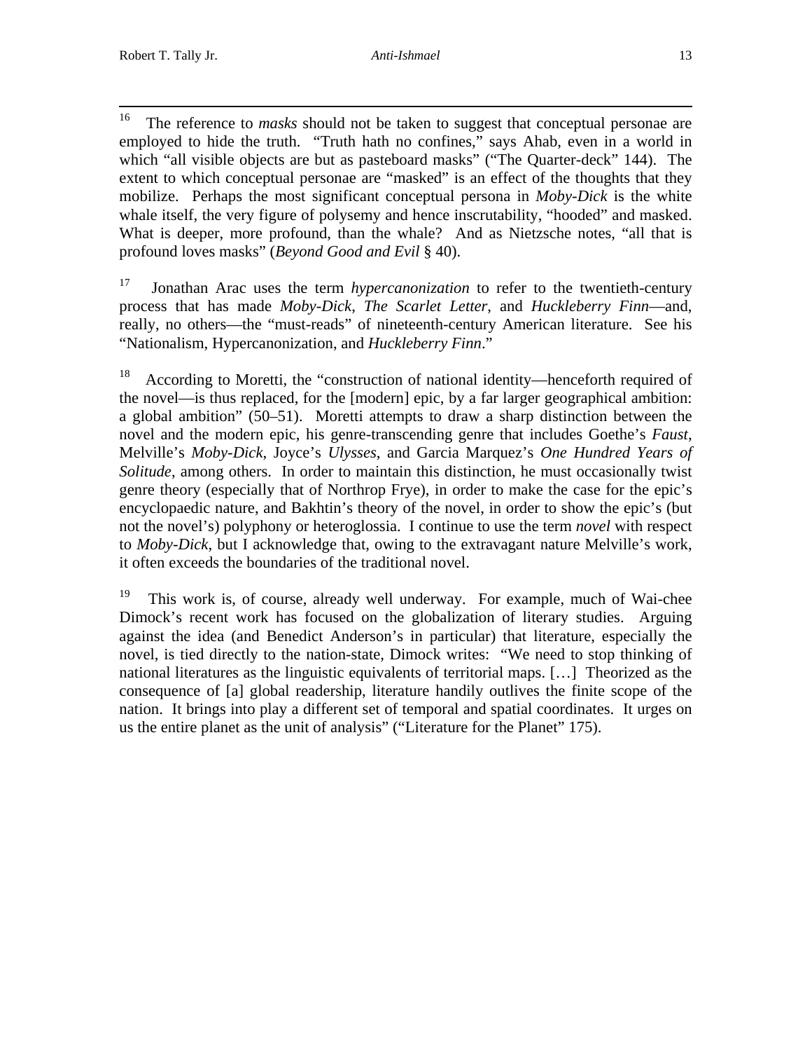[16] The reference to *masks* should not be taken to suggest that conceptual personae are employed to hide the truth. "Truth hath no confines," says Ahab, even in a world in which "all visible objects are but as pasteboard masks" ("The Quarter-deck" 144). The extent to which conceptual personae are "masked" is an effect of the thoughts that they mobilize. Perhaps the most significant conceptual persona in *Moby-Dick* is the white whale itself, the very figure of polysemy and hence inscrutability, "hooded" and masked. What is deeper, more profound, than the whale? And as Nietzsche notes, "all that is profound loves masks" (*Beyond Good and Evil* § 40).

[17] Jonathan Arac uses the term *hypercanonization* to refer to the twentieth-century process that has made *Moby-Dick*, *The Scarlet Letter*, and *Huckleberry Finn*—and, really, no others—the "must-reads" of nineteenth-century American literature. See his "Nationalism, Hypercanonization, and *Huckleberry Finn*."

[18] According to Moretti, the "construction of national identity—henceforth required of the novel—is thus replaced, for the [modern] epic, by a far larger geographical ambition: a global ambition" (50–51). Moretti attempts to draw a sharp distinction between the novel and the modern epic, his genre-transcending genre that includes Goethe's *Faust*, Melville's *Moby-Dick*, Joyce's *Ulysses*, and Garcia Marquez's *One Hundred Years of Solitude*, among others. In order to maintain this distinction, he must occasionally twist genre theory (especially that of Northrop Frye), in order to make the case for the epic's encyclopaedic nature, and Bakhtin's theory of the novel, in order to show the epic's (but not the novel's) polyphony or heteroglossia. I continue to use the term *novel* with respect to *Moby-Dick*, but I acknowledge that, owing to the extravagant nature Melville's work, it often exceeds the boundaries of the traditional novel.

[19] This work is, of course, already well underway. For example, much of Wai-chee Dimock's recent work has focused on the globalization of literary studies. Arguing against the idea (and Benedict Anderson's in particular) that literature, especially the novel, is tied directly to the nation-state, Dimock writes: "We need to stop thinking of national literatures as the linguistic equivalents of territorial maps. […] Theorized as the consequence of [a] global readership, literature handily outlives the finite scope of the nation. It brings into play a different set of temporal and spatial coordinates. It urges on us the entire planet as the unit of analysis" ("Literature for the Planet" 175).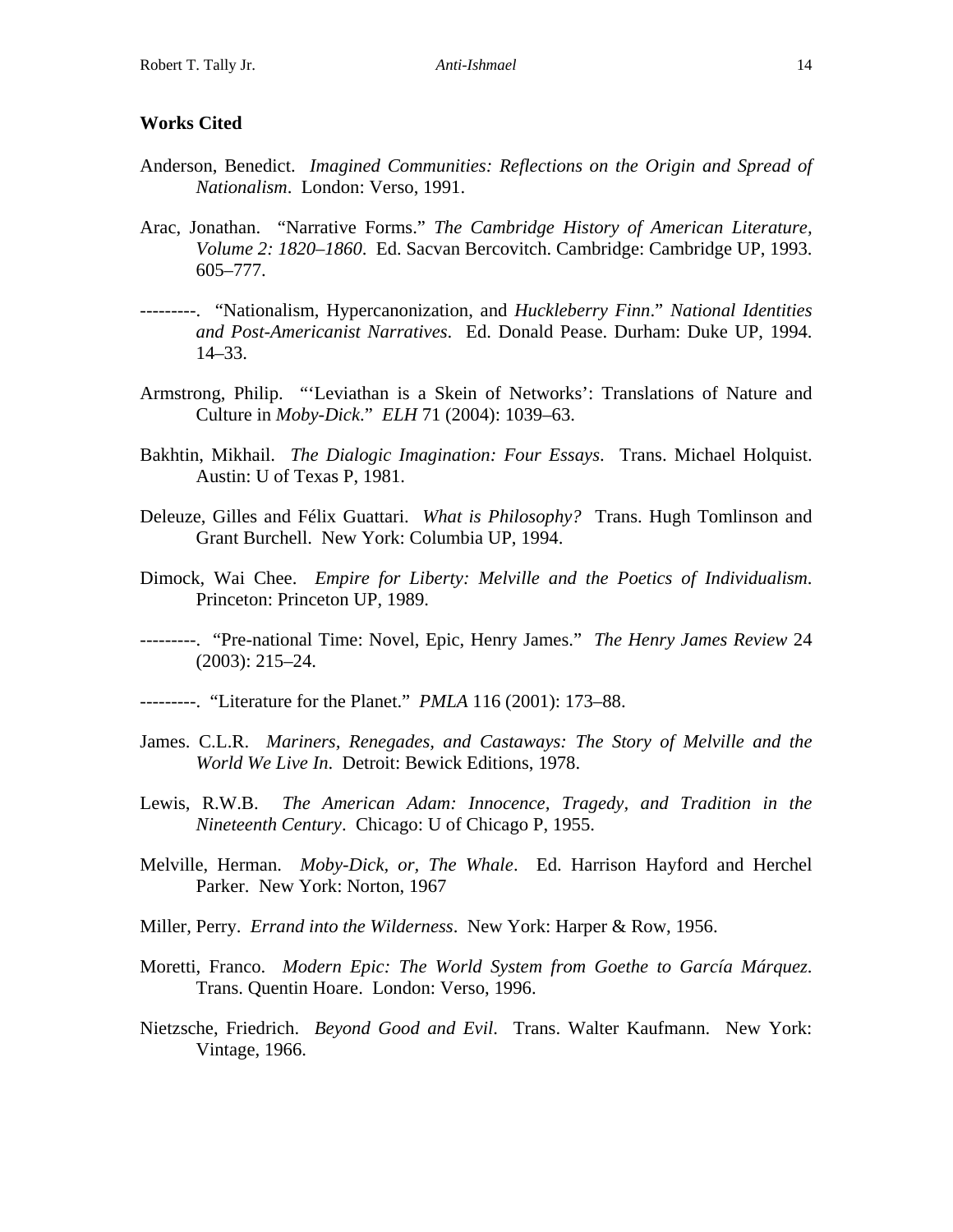**Works Cited**

Anderson, Benedict. *Imagined Communities: Reflections on the Origin and Spread of Nationalism*. London: Verso, 1991.

Arac, Jonathan. "Narrative Forms." *The Cambridge History of American Literature, Volume 2: 1820–1860*. Ed. Sacvan Bercovitch. Cambridge: Cambridge UP, 1993. 605–777.

---------. "Nationalism, Hypercanonization, and *Huckleberry Finn*." *National Identities and Post-Americanist Narratives*. Ed. Donald Pease. Durham: Duke UP, 1994. 14–33.

Armstrong, Philip. "'Leviathan is a Skein of Networks': Translations of Nature and Culture in *Moby-Dick*." *ELH* 71 (2004): 1039–63.

Bakhtin, Mikhail. *The Dialogic Imagination: Four Essays*. Trans. Michael Holquist. Austin: U of Texas P, 1981.

Deleuze, Gilles and Félix Guattari. *What is Philosophy?* Trans. Hugh Tomlinson and Grant Burchell. New York: Columbia UP, 1994.

Dimock, Wai Chee. *Empire for Liberty: Melville and the Poetics of Individualism*. Princeton: Princeton UP, 1989.

---------. "Pre-national Time: Novel, Epic, Henry James." *The Henry James Review* 24 (2003): 215–24.

---------. "Literature for the Planet." *PMLA* 116 (2001): 173–88.

James. C.L.R. *Mariners, Renegades, and Castaways: The Story of Melville and the World We Live In*. Detroit: Bewick Editions, 1978.

Lewis, R.W.B. *The American Adam: Innocence, Tragedy, and Tradition in the Nineteenth Century*. Chicago: U of Chicago P, 1955.

Melville, Herman. *Moby-Dick, or, The Whale*. Ed. Harrison Hayford and Herchel Parker. New York: Norton, 1967

Miller, Perry. *Errand into the Wilderness*. New York: Harper & Row, 1956.

Moretti, Franco. *Modern Epic: The World System from Goethe to García Márquez*. Trans. Quentin Hoare. London: Verso, 1996.

Nietzsche, Friedrich. *Beyond Good and Evil*. Trans. Walter Kaufmann. New York: Vintage, 1966.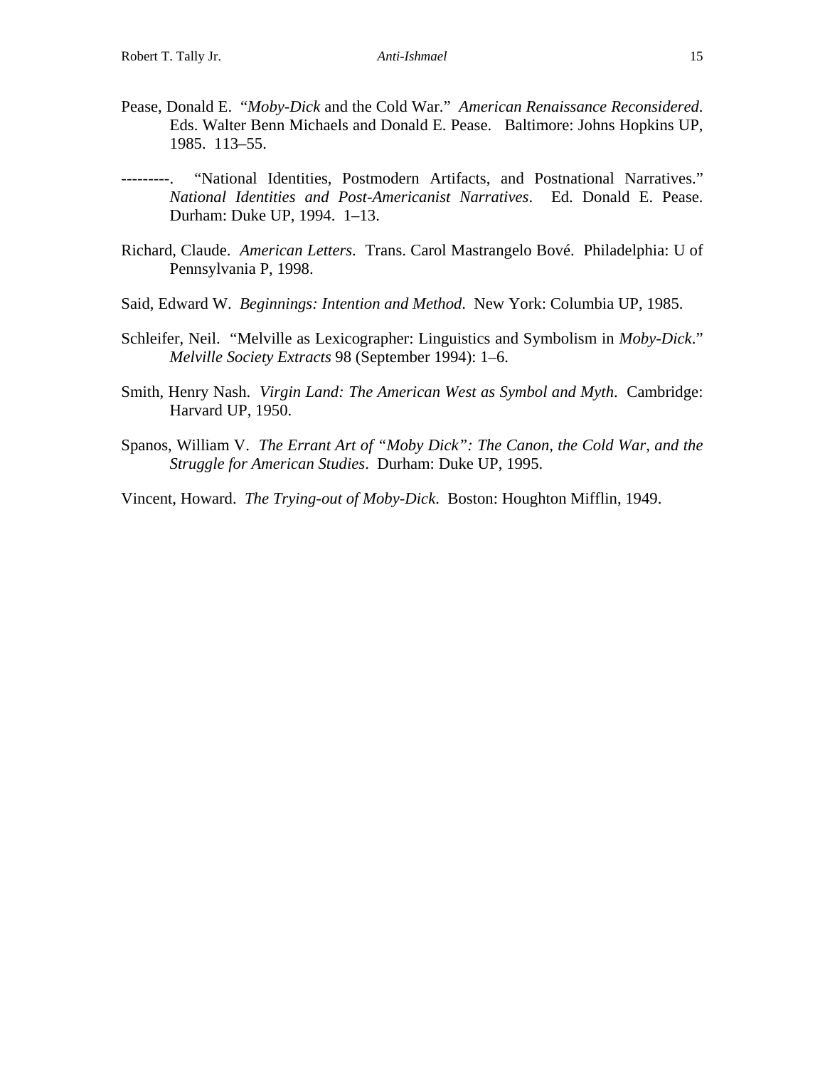Pease, Donald E. "*Moby-Dick* and the Cold War." *American Renaissance Reconsidered*. Eds. Walter Benn Michaels and Donald E. Pease. Baltimore: Johns Hopkins UP, 1985. 113–55.

---------. "National Identities, Postmodern Artifacts, and Postnational Narratives." *National Identities and Post-Americanist Narratives*. Ed. Donald E. Pease. Durham: Duke UP, 1994. 1–13.

Richard, Claude. *American Letters*. Trans. Carol Mastrangelo Bové. Philadelphia: U of Pennsylvania P, 1998.

Said, Edward W. *Beginnings: Intention and Method*. New York: Columbia UP, 1985.

Schleifer, Neil. "Melville as Lexicographer: Linguistics and Symbolism in *Moby-Dick*." *Melville Society Extracts* 98 (September 1994): 1–6.

Smith, Henry Nash. *Virgin Land: The American West as Symbol and Myth*. Cambridge: Harvard UP, 1950.

Spanos, William V. *The Errant Art of "Moby Dick": The Canon, the Cold War, and the Struggle for American Studies*. Durham: Duke UP, 1995.

Vincent, Howard. *The Trying-out of Moby-Dick*. Boston: Houghton Mifflin, 1949.